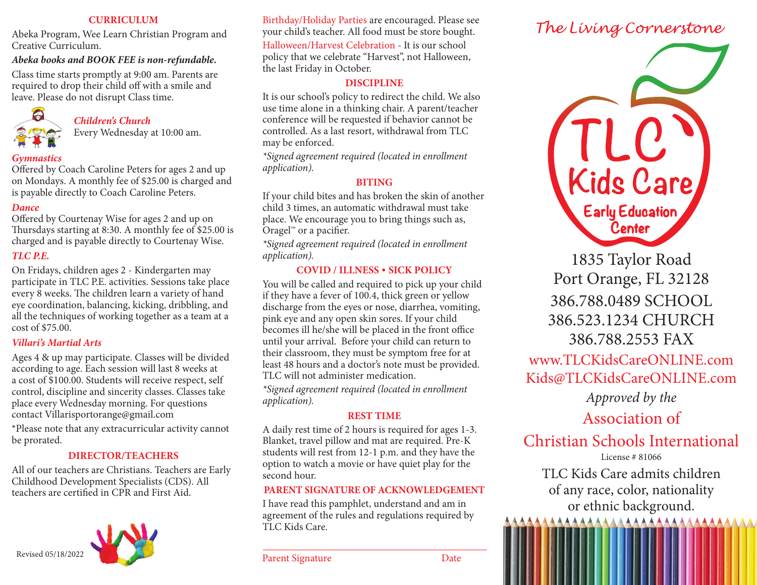## CURRICULUM

Abeka Program, Wee Learn Christian Program and Creative Curriculum.

***Abeka books and BOOK FEE is non-refundable.***

Class time starts promptly at 9:00 am. Parents are required to drop their child off with a smile and leave. Please do not disrupt Class time.

***Children's Church***
Every Wednesday at 10:00 am.

***Gymnastics***
Offered by Coach Caroline Peters for ages 2 and up on Mondays. A monthly fee of $25.00 is charged and is payable directly to Coach Caroline Peters.

***Dance***
Offered by Courtenay Wise for ages 2 and up on Thursdays starting at 8:30. A monthly fee of $25.00 is charged and is payable directly to Courtenay Wise.

***TLC P.E.***
On Fridays, children ages 2 - Kindergarten may participate in TLC P.E. activities. Sessions take place every 8 weeks. The children learn a variety of hand eye coordination, balancing, kicking, dribbling, and all the techniques of working together as a team at a cost of $75.00.

***Villari's Martial Arts***
Ages 4 & up may participate. Classes will be divided according to age. Each session will last 8 weeks at a cost of $100.00. Students will receive respect, self control, discipline and sincerity classes. Classes take place every Wednesday morning. For questions contact Villarisportorange@gmail.com

*Please note that any extracurricular activity cannot be prorated.

## DIRECTOR/TEACHERS

All of our teachers are Christians. Teachers are Early Childhood Development Specialists (CDS). All teachers are certified in CPR and First Aid.

Revised 05/18/2022

Birthday/Holiday Parties are encouraged. Please see your child's teacher. All food must be store bought.

Halloween/Harvest Celebration - It is our school policy that we celebrate "Harvest", not Halloween, the last Friday in October.

## DISCIPLINE

It is our school's policy to redirect the child. We also use time alone in a thinking chair. A parent/teacher conference will be requested if behavior cannot be controlled. As a last resort, withdrawal from TLC may be enforced.

*\*Signed agreement required (located in enrollment application).*

## BITING

If your child bites and has broken the skin of another child 3 times, an automatic withdrawal must take place. We encourage you to bring things such as, Oragel™ or a pacifier.

*\*Signed agreement required (located in enrollment application).*

## COVID / ILLNESS • SICK POLICY

You will be called and required to pick up your child if they have a fever of 100.4, thick green or yellow discharge from the eyes or nose, diarrhea, vomiting, pink eye and any open skin sores. If your child becomes ill he/she will be placed in the front office until your arrival. Before your child can return to their classroom, they must be symptom free for at least 48 hours and a doctor's note must be provided. TLC will not administer medication.

*\*Signed agreement required (located in enrollment application).*

## REST TIME

A daily rest time of 2 hours is required for ages 1-3. Blanket, travel pillow and mat are required. Pre-K students will rest from 12-1 p.m. and they have the option to watch a movie or have quiet play for the second hour.

## PARENT SIGNATURE OF ACKNOWLEDGEMENT

I have read this pamphlet, understand and am in agreement of the rules and regulations required by TLC Kids Care.

Parent Signature ______________________ Date

*The Living Cornerstone*

# TLC Kids Care
### Early Education Center

1835 Taylor Road
Port Orange, FL 32128
386.788.0489 SCHOOL
386.523.1234 CHURCH
386.788.2553 FAX

www.TLCKidsCareONLINE.com
Kids@TLCKidsCareONLINE.com

*Approved by the*
Association of
Christian Schools International
License # 81066

TLC Kids Care admits children of any race, color, nationality or ethnic background.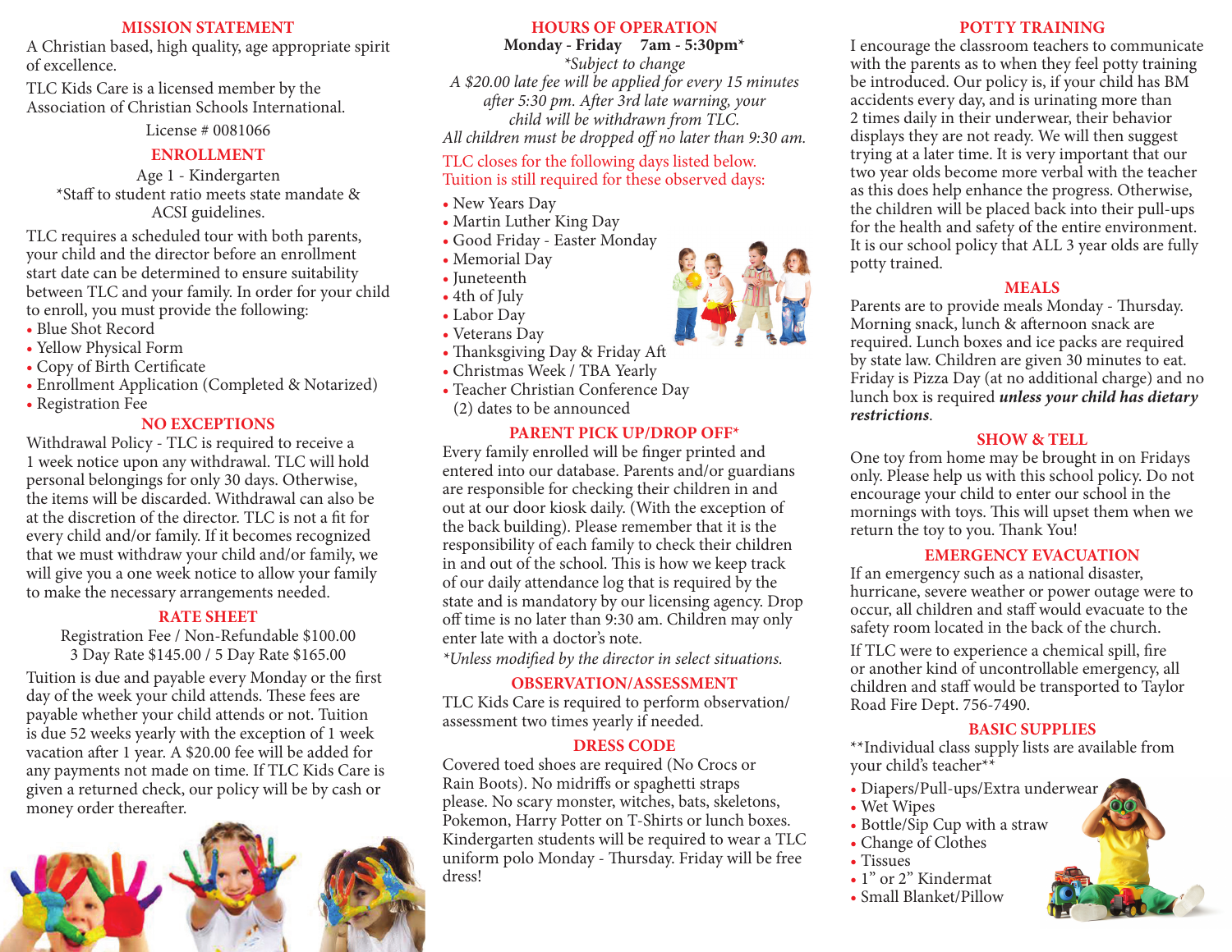## MISSION STATEMENT

A Christian based, high quality, age appropriate spirit of excellence.

TLC Kids Care is a licensed member by the Association of Christian Schools International.

License # 0081066

## ENROLLMENT

Age 1 - Kindergarten
*Staff to student ratio meets state mandate & ACSI guidelines.

TLC requires a scheduled tour with both parents, your child and the director before an enrollment start date can be determined to ensure suitability between TLC and your family. In order for your child to enroll, you must provide the following:

- Blue Shot Record
- Yellow Physical Form
- Copy of Birth Certificate
- Enrollment Application (Completed & Notarized)
- Registration Fee

## NO EXCEPTIONS

Withdrawal Policy - TLC is required to receive a 1 week notice upon any withdrawal. TLC will hold personal belongings for only 30 days. Otherwise, the items will be discarded. Withdrawal can also be at the discretion of the director. TLC is not a fit for every child and/or family. If it becomes recognized that we must withdraw your child and/or family, we will give you a one week notice to allow your family to make the necessary arrangements needed.

## RATE SHEET

Registration Fee / Non-Refundable $100.00
3 Day Rate $145.00 / 5 Day Rate $165.00

Tuition is due and payable every Monday or the first day of the week your child attends. These fees are payable whether your child attends or not. Tuition is due 52 weeks yearly with the exception of 1 week vacation after 1 year. A $20.00 fee will be added for any payments not made on time. If TLC Kids Care is given a returned check, our policy will be by cash or money order thereafter.

## HOURS OF OPERATION

**Monday - Friday 7am - 5:30pm***
*\*Subject to change*

*A $20.00 late fee will be applied for every 15 minutes after 5:30 pm. After 3rd late warning, your child will be withdrawn from TLC.*
*All children must be dropped off no later than 9:30 am.*

TLC closes for the following days listed below.
Tuition is still required for these observed days:

- New Years Day
- Martin Luther King Day
- Good Friday - Easter Monday
- Memorial Day
- Juneteenth
- 4th of July
- Labor Day
- Veterans Day
- Thanksgiving Day & Friday Aft
- Christmas Week / TBA Yearly
- Teacher Christian Conference Day (2) dates to be announced

## PARENT PICK UP/DROP OFF*

Every family enrolled will be finger printed and entered into our database. Parents and/or guardians are responsible for checking their children in and out at our door kiosk daily. (With the exception of the back building). Please remember that it is the responsibility of each family to check their children in and out of the school. This is how we keep track of our daily attendance log that is required by the state and is mandatory by our licensing agency. Drop off time is no later than 9:30 am. Children may only enter late with a doctor's note.

*\*Unless modified by the director in select situations.*

## OBSERVATION/ASSESSMENT

TLC Kids Care is required to perform observation/assessment two times yearly if needed.

## DRESS CODE

Covered toed shoes are required (No Crocs or Rain Boots). No midriffs or spaghetti straps please. No scary monster, witches, bats, skeletons, Pokemon, Harry Potter on T-Shirts or lunch boxes. Kindergarten students will be required to wear a TLC uniform polo Monday - Thursday. Friday will be free dress!

## POTTY TRAINING

I encourage the classroom teachers to communicate with the parents as to when they feel potty training be introduced. Our policy is, if your child has BM accidents every day, and is urinating more than 2 times daily in their underwear, their behavior displays they are not ready. We will then suggest trying at a later time. It is very important that our two year olds become more verbal with the teacher as this does help enhance the progress. Otherwise, the children will be placed back into their pull-ups for the health and safety of the entire environment. It is our school policy that ALL 3 year olds are fully potty trained.

## MEALS

Parents are to provide meals Monday - Thursday. Morning snack, lunch & afternoon snack are required. Lunch boxes and ice packs are required by state law. Children are given 30 minutes to eat. Friday is Pizza Day (at no additional charge) and no lunch box is required ***unless your child has dietary restrictions***.

## SHOW & TELL

One toy from home may be brought in on Fridays only. Please help us with this school policy. Do not encourage your child to enter our school in the mornings with toys. This will upset them when we return the toy to you. Thank You!

## EMERGENCY EVACUATION

If an emergency such as a national disaster, hurricane, severe weather or power outage were to occur, all children and staff would evacuate to the safety room located in the back of the church.

If TLC were to experience a chemical spill, fire or another kind of uncontrollable emergency, all children and staff would be transported to Taylor Road Fire Dept. 756-7490.

## BASIC SUPPLIES

**Individual class supply lists are available from your child's teacher**

- Diapers/Pull-ups/Extra underwear
- Wet Wipes
- Bottle/Sip Cup with a straw
- Change of Clothes
- Tissues
- 1" or 2" Kindermat
- Small Blanket/Pillow